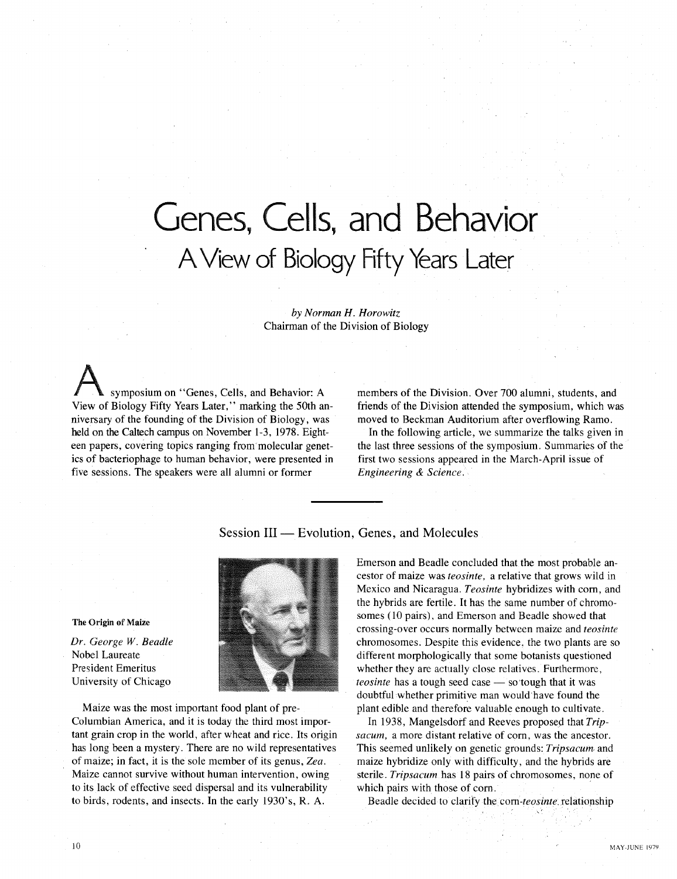# Genes, Cells, and Behavior

## A View of Biology Fifty Years Later

*by Norman H. Horowitz*
Chairman of the Division of Biology

A symposium on "Genes, Cells, and Behavior: A View of Biology Fifty Years Later," marking the 50th anniversary of the founding of the Division of Biology, was held on the Caltech campus on November 1-3, 1978. Eighteen papers, covering topics ranging from molecular genetics of bacteriophage to human behavior, were presented in five sessions. The speakers were all alumni or former members of the Division. Over 700 alumni, students, and friends of the Division attended the symposium, which was moved to Beckman Auditorium after overflowing Ramo.

In the following article, we summarize the talks given in the last three sessions of the symposium. Summaries of the first two sessions appeared in the March-April issue of *Engineering & Science*.

## Session III — Evolution, Genes, and Molecules

**The Origin of Maize**

*Dr. George W. Beadle*
Nobel Laureate
President Emeritus
University of Chicago

Maize was the most important food plant of pre-Columbian America, and it is today the third most important grain crop in the world, after wheat and rice. Its origin has long been a mystery. There are no wild representatives of maize; in fact, it is the sole member of its genus, *Zea*. Maize cannot survive without human intervention, owing to its lack of effective seed dispersal and its vulnerability to birds, rodents, and insects. In the early 1930's, R. A. Emerson and Beadle concluded that the most probable ancestor of maize was *teosinte*, a relative that grows wild in Mexico and Nicaragua. *Teosinte* hybridizes with corn, and the hybrids are fertile. It has the same number of chromosomes (10 pairs), and Emerson and Beadle showed that crossing-over occurs normally between maize and *teosinte* chromosomes. Despite this evidence, the two plants are so different morphologically that some botanists questioned whether they are actually close relatives. Furthermore, *teosinte* has a tough seed case — so tough that it was doubtful whether primitive man would have found the plant edible and therefore valuable enough to cultivate.

In 1938, Mangelsdorf and Reeves proposed that *Tripsacum*, a more distant relative of corn, was the ancestor. This seemed unlikely on genetic grounds: *Tripsacum* and maize hybridize only with difficulty, and the hybrids are sterile. *Tripsacum* has 18 pairs of chromosomes, none of which pairs with those of corn.

Beadle decided to clarify the corn-*teosinte* relationship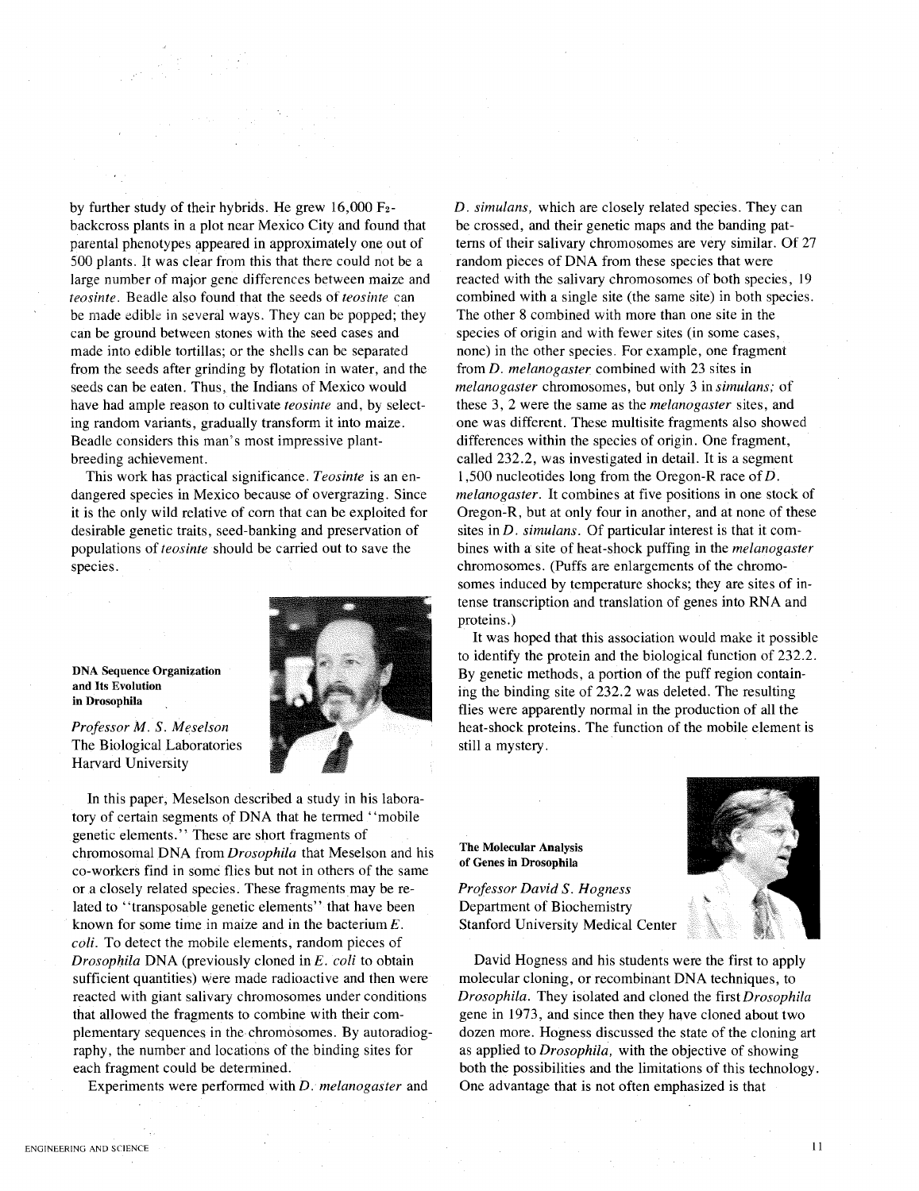by further study of their hybrids. He grew 16,000 $F_2$-backcross plants in a plot near Mexico City and found that parental phenotypes appeared in approximately one out of 500 plants. It was clear from this that there could not be a large number of major gene differences between maize and *teosinte*. Beadle also found that the seeds of *teosinte* can be made edible in several ways. They can be popped; they can be ground between stones with the seed cases and made into edible tortillas; or the shells can be separated from the seeds after grinding by flotation in water, and the seeds can be eaten. Thus, the Indians of Mexico would have had ample reason to cultivate *teosinte* and, by selecting random variants, gradually transform it into maize. Beadle considers this man's most impressive plant-breeding achievement.

This work has practical significance. *Teosinte* is an endangered species in Mexico because of overgrazing. Since it is the only wild relative of corn that can be exploited for desirable genetic traits, seed-banking and preservation of populations of *teosinte* should be carried out to save the species.

### DNA Sequence Organization and Its Evolution in Drosophila

*Professor M. S. Meselson*
The Biological Laboratories
Harvard University

In this paper, Meselson described a study in his laboratory of certain segments of DNA that he termed "mobile genetic elements." These are short fragments of chromosomal DNA from *Drosophila* that Meselson and his co-workers find in some flies but not in others of the same or a closely related species. These fragments may be related to "transposable genetic elements" that have been known for some time in maize and in the bacterium *E. coli*. To detect the mobile elements, random pieces of *Drosophila* DNA (previously cloned in *E. coli* to obtain sufficient quantities) were made radioactive and then were reacted with giant salivary chromosomes under conditions that allowed the fragments to combine with their complementary sequences in the chromosomes. By autoradiography, the number and locations of the binding sites for each fragment could be determined.

Experiments were performed with *D. melanogaster* and *D. simulans,* which are closely related species. They can be crossed, and their genetic maps and the banding patterns of their salivary chromosomes are very similar. Of 27 random pieces of DNA from these species that were reacted with the salivary chromosomes of both species, 19 combined with a single site (the same site) in both species. The other 8 combined with more than one site in the species of origin and with fewer sites (in some cases, none) in the other species. For example, one fragment from *D. melanogaster* combined with 23 sites in *melanogaster* chromosomes, but only 3 in *simulans;* of these 3, 2 were the same as the *melanogaster* sites, and one was different. These multisite fragments also showed differences within the species of origin. One fragment, called 232.2, was investigated in detail. It is a segment 1,500 nucleotides long from the Oregon-R race of *D. melanogaster*. It combines at five positions in one stock of Oregon-R, but at only four in another, and at none of these sites in *D. simulans*. Of particular interest is that it combines with a site of heat-shock puffing in the *melanogaster* chromosomes. (Puffs are enlargements of the chromosomes induced by temperature shocks; they are sites of intense transcription and translation of genes into RNA and proteins.)

It was hoped that this association would make it possible to identify the protein and the biological function of 232.2. By genetic methods, a portion of the puff region containing the binding site of 232.2 was deleted. The resulting flies were apparently normal in the production of all the heat-shock proteins. The function of the mobile element is still a mystery.

### The Molecular Analysis of Genes in Drosophila

*Professor David S. Hogness*
Department of Biochemistry
Stanford University Medical Center

David Hogness and his students were the first to apply molecular cloning, or recombinant DNA techniques, to *Drosophila*. They isolated and cloned the first *Drosophila* gene in 1973, and since then they have cloned about two dozen more. Hogness discussed the state of the cloning art as applied to *Drosophila*, with the objective of showing both the possibilities and the limitations of this technology. One advantage that is not often emphasized is that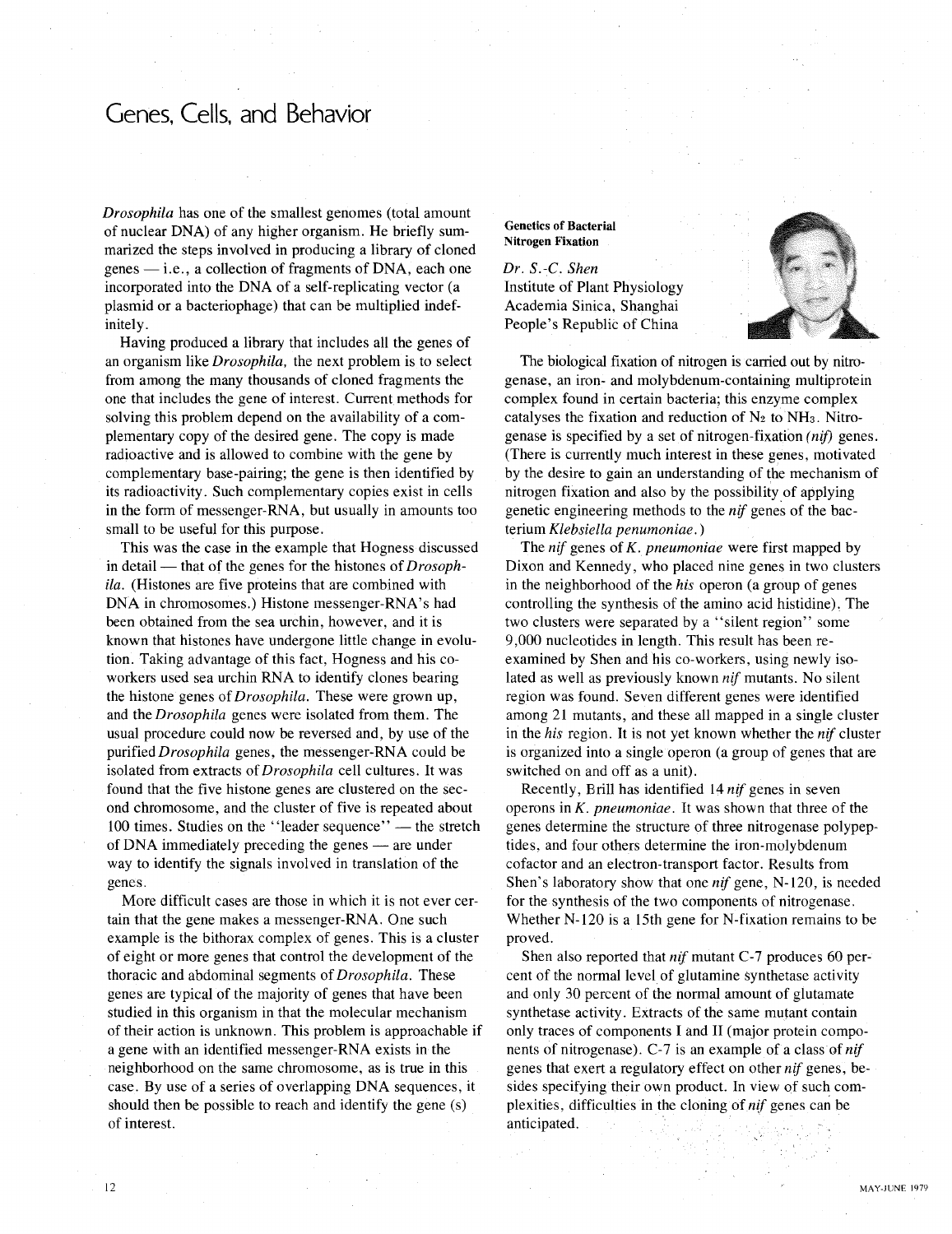# Genes, Cells, and Behavior

*Drosophila* has one of the smallest genomes (total amount of nuclear DNA) of any higher organism. He briefly summarized the steps involved in producing a library of cloned genes — i.e., a collection of fragments of DNA, each one incorporated into the DNA of a self-replicating vector (a plasmid or a bacteriophage) that can be multiplied indefinitely.

Having produced a library that includes all the genes of an organism like *Drosophila*, the next problem is to select from among the many thousands of cloned fragments the one that includes the gene of interest. Current methods for solving this problem depend on the availability of a complementary copy of the desired gene. The copy is made radioactive and is allowed to combine with the gene by complementary base-pairing; the gene is then identified by its radioactivity. Such complementary copies exist in cells in the form of messenger-RNA, but usually in amounts too small to be useful for this purpose.

This was the case in the example that Hogness discussed in detail — that of the genes for the histones of *Drosophila*. (Histones are five proteins that are combined with DNA in chromosomes.) Histone messenger-RNA's had been obtained from the sea urchin, however, and it is known that histones have undergone little change in evolution. Taking advantage of this fact, Hogness and his co-workers used sea urchin RNA to identify clones bearing the histone genes of *Drosophila*. These were grown up, and the *Drosophila* genes were isolated from them. The usual procedure could now be reversed and, by use of the purified *Drosophila* genes, the messenger-RNA could be isolated from extracts of *Drosophila* cell cultures. It was found that the five histone genes are clustered on the second chromosome, and the cluster of five is repeated about 100 times. Studies on the "leader sequence" — the stretch of DNA immediately preceding the genes — are under way to identify the signals involved in translation of the genes.

More difficult cases are those in which it is not ever certain that the gene makes a messenger-RNA. One such example is the bithorax complex of genes. This is a cluster of eight or more genes that control the development of the thoracic and abdominal segments of *Drosophila*. These genes are typical of the majority of genes that have been studied in this organism in that the molecular mechanism of their action is unknown. This problem is approachable if a gene with an identified messenger-RNA exists in the neighborhood on the same chromosome, as is true in this case. By use of a series of overlapping DNA sequences, it should then be possible to reach and identify the gene (s) of interest.

### Genetics of Bacterial Nitrogen Fixation

*Dr. S.-C. Shen*
Institute of Plant Physiology
Academia Sinica, Shanghai
People's Republic of China

The biological fixation of nitrogen is carried out by nitrogenase, an iron- and molybdenum-containing multiprotein complex found in certain bacteria; this enzyme complex catalyses the fixation and reduction of $N_2$ to $NH_3$. Nitrogenase is specified by a set of nitrogen-fixation *(nif)* genes. (There is currently much interest in these genes, motivated by the desire to gain an understanding of the mechanism of nitrogen fixation and also by the possibility of applying genetic engineering methods to the *nif* genes of the bacterium *Klebsiella penumoniae*.)

The *nif* genes of *K. pneumoniae* were first mapped by Dixon and Kennedy, who placed nine genes in two clusters in the neighborhood of the *his* operon (a group of genes controlling the synthesis of the amino acid histidine). The two clusters were separated by a "silent region" some 9,000 nucleotides in length. This result has been re-examined by Shen and his co-workers, using newly isolated as well as previously known *nif* mutants. No silent region was found. Seven different genes were identified among 21 mutants, and these all mapped in a single cluster in the *his* region. It is not yet known whether the *nif* cluster is organized into a single operon (a group of genes that are switched on and off as a unit).

Recently, Brill has identified 14 *nif* genes in seven operons in *K. pneumoniae*. It was shown that three of the genes determine the structure of three nitrogenase polypeptides, and four others determine the iron-molybdenum cofactor and an electron-transport factor. Results from Shen's laboratory show that one *nif* gene, N-120, is needed for the synthesis of the two components of nitrogenase. Whether N-120 is a 15th gene for N-fixation remains to be proved.

Shen also reported that *nif* mutant C-7 produces 60 percent of the normal level of glutamine synthetase activity and only 30 percent of the normal amount of glutamate synthetase activity. Extracts of the same mutant contain only traces of components I and II (major protein components of nitrogenase). C-7 is an example of a class of *nif* genes that exert a regulatory effect on other *nif* genes, besides specifying their own product. In view of such complexities, difficulties in the cloning of *nif* genes can be anticipated.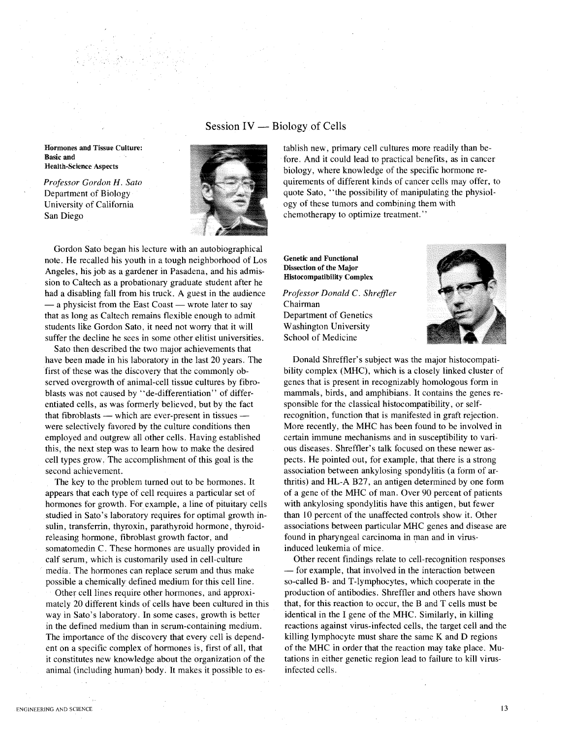# Session IV — Biology of Cells

**Hormones and Tissue Culture: Basic and Health-Science Aspects**

*Professor Gordon H. Sato*
Department of Biology
University of California
San Diego

Gordon Sato began his lecture with an autobiographical note. He recalled his youth in a tough neighborhood of Los Angeles, his job as a gardener in Pasadena, and his admission to Caltech as a probationary graduate student after he had a disabling fall from his truck. A guest in the audience — a physicist from the East Coast — wrote later to say that as long as Caltech remains flexible enough to admit students like Gordon Sato, it need not worry that it will suffer the decline he sees in some other elitist universities.

Sato then described the two major achievements that have been made in his laboratory in the last 20 years. The first of these was the discovery that the commonly observed overgrowth of animal-cell tissue cultures by fibroblasts was not caused by "de-differentiation" of differentiated cells, as was formerly believed, but by the fact that fibroblasts — which are ever-present in tissues — were selectively favored by the culture conditions then employed and outgrew all other cells. Having established this, the next step was to learn how to make the desired cell types grow. The accomplishment of this goal is the second achievement.

The key to the problem turned out to be hormones. It appears that each type of cell requires a particular set of hormones for growth. For example, a line of pituitary cells studied in Sato's laboratory requires for optimal growth insulin, transferrin, thyroxin, parathyroid hormone, thyroid-releasing hormone, fibroblast growth factor, and somatomedin C. These hormones are usually provided in calf serum, which is customarily used in cell-culture media. The hormones can replace serum and thus make possible a chemically defined medium for this cell line.

Other cell lines require other hormones, and approximately 20 different kinds of cells have been cultured in this way in Sato's laboratory. In some cases, growth is better in the defined medium than in serum-containing medium. The importance of the discovery that every cell is dependent on a specific complex of hormones is, first of all, that it constitutes new knowledge about the organization of the animal (including human) body. It makes it possible to establish new, primary cell cultures more readily than before. And it could lead to practical benefits, as in cancer biology, where knowledge of the specific hormone requirements of different kinds of cancer cells may offer, to quote Sato, "the possibility of manipulating the physiology of these tumors and combining them with chemotherapy to optimize treatment."

**Genetic and Functional Dissection of the Major Histocompatibility Complex**

*Professor Donald C. Shreffler*
Chairman
Department of Genetics
Washington University
School of Medicine

Donald Shreffler's subject was the major histocompatibility complex (MHC), which is a closely linked cluster of genes that is present in recognizably homologous form in mammals, birds, and amphibians. It contains the genes responsible for the classical histocompatibility, or self-recognition, function that is manifested in graft rejection. More recently, the MHC has been found to be involved in certain immune mechanisms and in susceptibility to various diseases. Shreffler's talk focused on these newer aspects. He pointed out, for example, that there is a strong association between ankylosing spondylitis (a form of arthritis) and HL-A B27, an antigen determined by one form of a gene of the MHC of man. Over 90 percent of patients with ankylosing spondylitis have this antigen, but fewer than 10 percent of the unaffected controls show it. Other associations between particular MHC genes and disease are found in pharyngeal carcinoma in man and in virus-induced leukemia of mice.

Other recent findings relate to cell-recognition responses — for example, that involved in the interaction between so-called B- and T-lymphocytes, which cooperate in the production of antibodies. Shreffler and others have shown that, for this reaction to occur, the B and T cells must be identical in the I gene of the MHC. Similarly, in killing reactions against virus-infected cells, the target cell and the killing lymphocyte must share the same K and D regions of the MHC in order that the reaction may take place. Mutations in either genetic region lead to failure to kill virus-infected cells.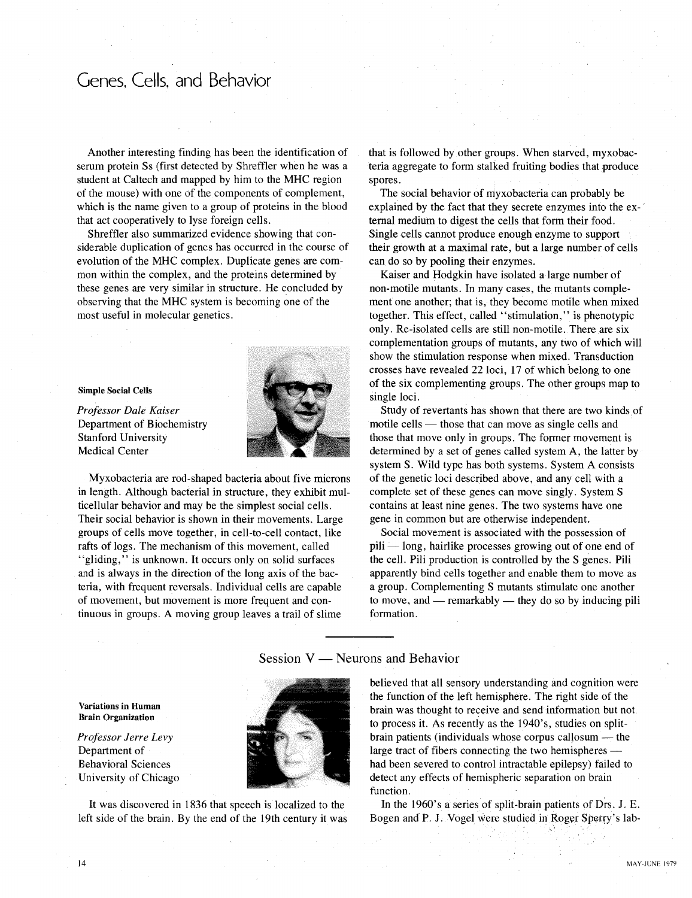# Genes, Cells, and Behavior

Another interesting finding has been the identification of serum protein Ss (first detected by Shreffler when he was a student at Caltech and mapped by him to the MHC region of the mouse) with one of the components of complement, which is the name given to a group of proteins in the blood that act cooperatively to lyse foreign cells.

Shreffler also summarized evidence showing that considerable duplication of genes has occurred in the course of evolution of the MHC complex. Duplicate genes are common within the complex, and the proteins determined by these genes are very similar in structure. He concluded by observing that the MHC system is becoming one of the most useful in molecular genetics.

### Simple Social Cells

*Professor Dale Kaiser*
Department of Biochemistry
Stanford University
Medical Center

Myxobacteria are rod-shaped bacteria about five microns in length. Although bacterial in structure, they exhibit multicellular behavior and may be the simplest social cells. Their social behavior is shown in their movements. Large groups of cells move together, in cell-to-cell contact, like rafts of logs. The mechanism of this movement, called "gliding," is unknown. It occurs only on solid surfaces and is always in the direction of the long axis of the bacteria, with frequent reversals. Individual cells are capable of movement, but movement is more frequent and continuous in groups. A moving group leaves a trail of slime that is followed by other groups. When starved, myxobacteria aggregate to form stalked fruiting bodies that produce spores.

The social behavior of myxobacteria can probably be explained by the fact that they secrete enzymes into the external medium to digest the cells that form their food. Single cells cannot produce enough enzyme to support their growth at a maximal rate, but a large number of cells can do so by pooling their enzymes.

Kaiser and Hodgkin have isolated a large number of non-motile mutants. In many cases, the mutants complement one another; that is, they become motile when mixed together. This effect, called "stimulation," is phenotypic only. Re-isolated cells are still non-motile. There are six complementation groups of mutants, any two of which will show the stimulation response when mixed. Transduction crosses have revealed 22 loci, 17 of which belong to one of the six complementing groups. The other groups map to single loci.

Study of revertants has shown that there are two kinds of motile cells — those that can move as single cells and those that move only in groups. The former movement is determined by a set of genes called system A, the latter by system S. Wild type has both systems. System A consists of the genetic loci described above, and any cell with a complete set of these genes can move singly. System S contains at least nine genes. The two systems have one gene in common but are otherwise independent.

Social movement is associated with the possession of pili — long, hairlike processes growing out of one end of the cell. Pili production is controlled by the S genes. Pili apparently bind cells together and enable them to move as a group. Complementing S mutants stimulate one another to move, and — remarkably — they do so by inducing pili formation.

## Session V — Neurons and Behavior

### Variations in Human Brain Organization

*Professor Jerre Levy*
Department of
Behavioral Sciences
University of Chicago

It was discovered in 1836 that speech is localized to the left side of the brain. By the end of the 19th century it was believed that all sensory understanding and cognition were the function of the left hemisphere. The right side of the brain was thought to receive and send information but not to process it. As recently as the 1940's, studies on split-brain patients (individuals whose corpus callosum — the large tract of fibers connecting the two hemispheres — had been severed to control intractable epilepsy) failed to detect any effects of hemispheric separation on brain function.

In the 1960's a series of split-brain patients of Drs. J. E. Bogen and P. J. Vogel were studied in Roger Sperry's lab-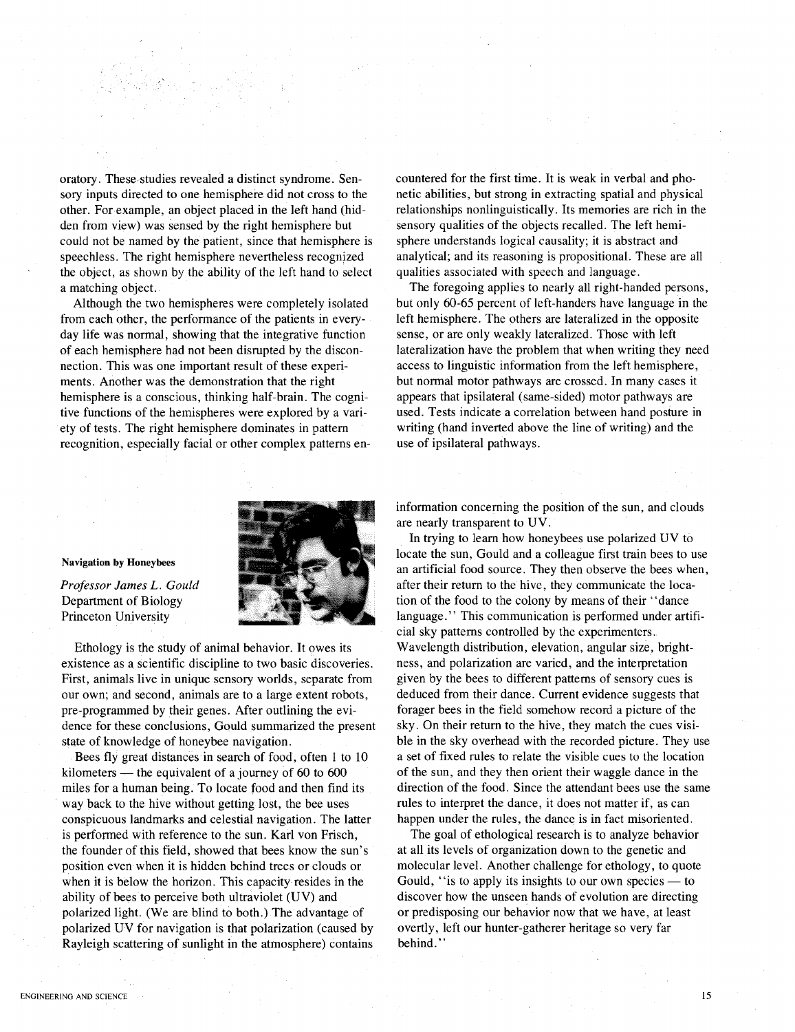oratory. These studies revealed a distinct syndrome. Sensory inputs directed to one hemisphere did not cross to the other. For example, an object placed in the left hand (hidden from view) was sensed by the right hemisphere but could not be named by the patient, since that hemisphere is speechless. The right hemisphere nevertheless recognized the object, as shown by the ability of the left hand to select a matching object.

Although the two hemispheres were completely isolated from each other, the performance of the patients in everyday life was normal, showing that the integrative function of each hemisphere had not been disrupted by the disconnection. This was one important result of these experiments. Another was the demonstration that the right hemisphere is a conscious, thinking half-brain. The cognitive functions of the hemispheres were explored by a variety of tests. The right hemisphere dominates in pattern recognition, especially facial or other complex patterns encountered for the first time. It is weak in verbal and phonetic abilities, but strong in extracting spatial and physical relationships nonlinguistically. Its memories are rich in the sensory qualities of the objects recalled. The left hemisphere understands logical causality; it is abstract and analytical; and its reasoning is propositional. These are all qualities associated with speech and language.

The foregoing applies to nearly all right-handed persons, but only 60-65 percent of left-handers have language in the left hemisphere. The others are lateralized in the opposite sense, or are only weakly lateralized. Those with left lateralization have the problem that when writing they need access to linguistic information from the left hemisphere, but normal motor pathways are crossed. In many cases it appears that ipsilateral (same-sided) motor pathways are used. Tests indicate a correlation between hand posture in writing (hand inverted above the line of writing) and the use of ipsilateral pathways.

**Navigation by Honeybees**

*Professor James L. Gould*
Department of Biology
Princeton University

Ethology is the study of animal behavior. It owes its existence as a scientific discipline to two basic discoveries. First, animals live in unique sensory worlds, separate from our own; and second, animals are to a large extent robots, pre-programmed by their genes. After outlining the evidence for these conclusions, Gould summarized the present state of knowledge of honeybee navigation.

Bees fly great distances in search of food, often 1 to 10 kilometers — the equivalent of a journey of 60 to 600 miles for a human being. To locate food and then find its way back to the hive without getting lost, the bee uses conspicuous landmarks and celestial navigation. The latter is performed with reference to the sun. Karl von Frisch, the founder of this field, showed that bees know the sun's position even when it is hidden behind trees or clouds or when it is below the horizon. This capacity resides in the ability of bees to perceive both ultraviolet (UV) and polarized light. (We are blind to both.) The advantage of polarized UV for navigation is that polarization (caused by Rayleigh scattering of sunlight in the atmosphere) contains information concerning the position of the sun, and clouds are nearly transparent to UV.

In trying to learn how honeybees use polarized UV to locate the sun, Gould and a colleague first train bees to use an artificial food source. They then observe the bees when, after their return to the hive, they communicate the location of the food to the colony by means of their "dance language." This communication is performed under artificial sky patterns controlled by the experimenters. Wavelength distribution, elevation, angular size, brightness, and polarization are varied, and the interpretation given by the bees to different patterns of sensory cues is deduced from their dance. Current evidence suggests that forager bees in the field somehow record a picture of the sky. On their return to the hive, they match the cues visible in the sky overhead with the recorded picture. They use a set of fixed rules to relate the visible cues to the location of the sun, and they then orient their waggle dance in the direction of the food. Since the attendant bees use the same rules to interpret the dance, it does not matter if, as can happen under the rules, the dance is in fact misoriented.

The goal of ethological research is to analyze behavior at all its levels of organization down to the genetic and molecular level. Another challenge for ethology, to quote Gould, "is to apply its insights to our own species — to discover how the unseen hands of evolution are directing or predisposing our behavior now that we have, at least overtly, left our hunter-gatherer heritage so very far behind."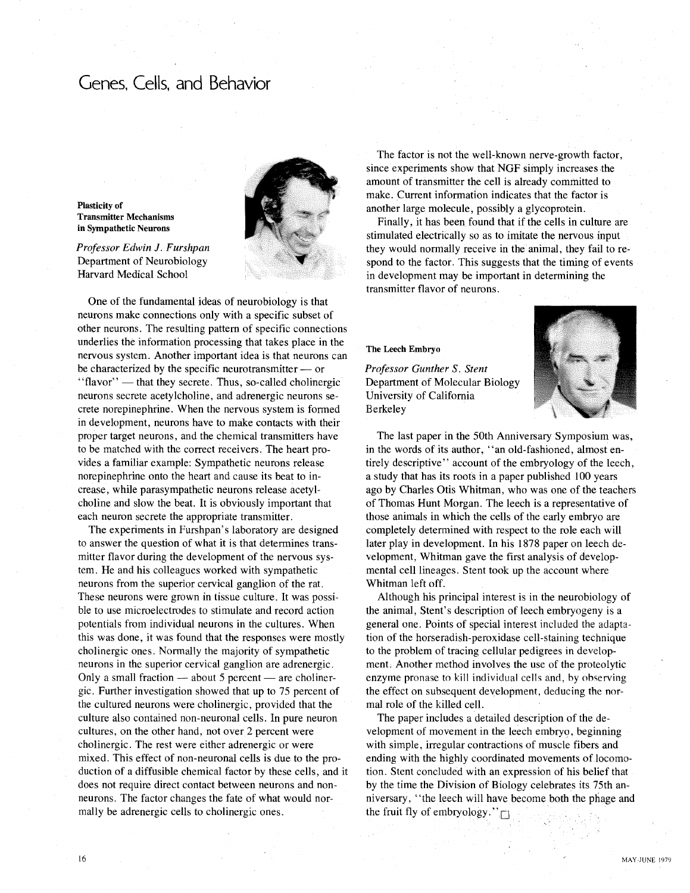# Genes, Cells, and Behavior

**Plasticity of Transmitter Mechanisms in Sympathetic Neurons**

*Professor Edwin J. Furshpan*
Department of Neurobiology
Harvard Medical School

One of the fundamental ideas of neurobiology is that neurons make connections only with a specific subset of other neurons. The resulting pattern of specific connections underlies the information processing that takes place in the nervous system. Another important idea is that neurons can be characterized by the specific neurotransmitter — or "flavor" — that they secrete. Thus, so-called cholinergic neurons secrete acetylcholine, and adrenergic neurons secrete norepinephrine. When the nervous system is formed in development, neurons have to make contacts with their proper target neurons, and the chemical transmitters have to be matched with the correct receivers. The heart provides a familiar example: Sympathetic neurons release norepinephrine onto the heart and cause its beat to increase, while parasympathetic neurons release acetylcholine and slow the beat. It is obviously important that each neuron secrete the appropriate transmitter.

The experiments in Furshpan's laboratory are designed to answer the question of what it is that determines transmitter flavor during the development of the nervous system. He and his colleagues worked with sympathetic neurons from the superior cervical ganglion of the rat. These neurons were grown in tissue culture. It was possible to use microelectrodes to stimulate and record action potentials from individual neurons in the cultures. When this was done, it was found that the responses were mostly cholinergic ones. Normally the majority of sympathetic neurons in the superior cervical ganglion are adrenergic. Only a small fraction — about 5 percent — are cholinergic. Further investigation showed that up to 75 percent of the cultured neurons were cholinergic, provided that the culture also contained non-neuronal cells. In pure neuron cultures, on the other hand, not over 2 percent were cholinergic. The rest were either adrenergic or were mixed. This effect of non-neuronal cells is due to the production of a diffusible chemical factor by these cells, and it does not require direct contact between neurons and non-neurons. The factor changes the fate of what would normally be adrenergic cells to cholinergic ones.

The factor is not the well-known nerve-growth factor, since experiments show that NGF simply increases the amount of transmitter the cell is already committed to make. Current information indicates that the factor is another large molecule, possibly a glycoprotein.

Finally, it has been found that if the cells in culture are stimulated electrically so as to imitate the nervous input they would normally receive in the animal, they fail to respond to the factor. This suggests that the timing of events in development may be important in determining the transmitter flavor of neurons.

**The Leech Embryo**

*Professor Gunther S. Stent*
Department of Molecular Biology
University of California
Berkeley

The last paper in the 50th Anniversary Symposium was, in the words of its author, "an old-fashioned, almost entirely descriptive" account of the embryology of the leech, a study that has its roots in a paper published 100 years ago by Charles Otis Whitman, who was one of the teachers of Thomas Hunt Morgan. The leech is a representative of those animals in which the cells of the early embryo are completely determined with respect to the role each will later play in development. In his 1878 paper on leech development, Whitman gave the first analysis of developmental cell lineages. Stent took up the account where Whitman left off.

Although his principal interest is in the neurobiology of the animal, Stent's description of leech embryogeny is a general one. Points of special interest included the adaptation of the horseradish-peroxidase cell-staining technique to the problem of tracing cellular pedigrees in development. Another method involves the use of the proteolytic enzyme pronase to kill individual cells and, by observing the effect on subsequent development, deducing the normal role of the killed cell.

The paper includes a detailed description of the development of movement in the leech embryo, beginning with simple, irregular contractions of muscle fibers and ending with the highly coordinated movements of locomotion. Stent concluded with an expression of his belief that by the time the Division of Biology celebrates its 75th anniversary, "the leech will have become both the phage and the fruit fly of embryology." □